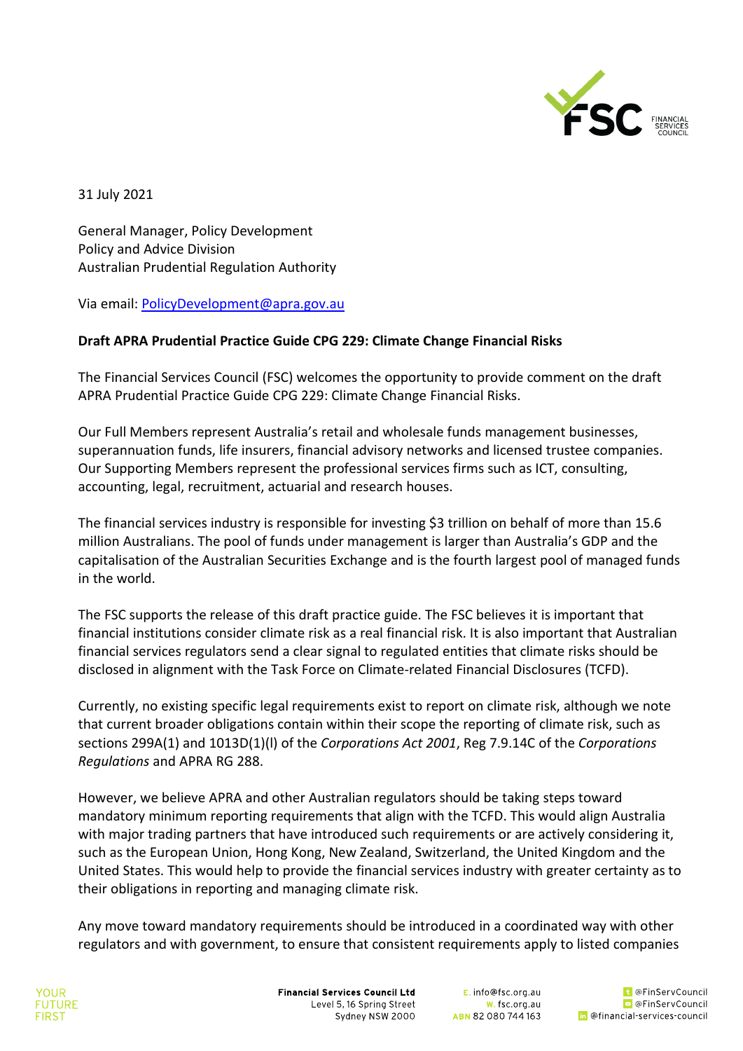31 July 2021

General Manager, Policy Development
Policy and Advice Division
Australian Prudential Regulation Authority

Via email: PolicyDevelopment@apra.gov.au

**Draft APRA Prudential Practice Guide CPG 229: Climate Change Financial Risks**

The Financial Services Council (FSC) welcomes the opportunity to provide comment on the draft APRA Prudential Practice Guide CPG 229: Climate Change Financial Risks.

Our Full Members represent Australia's retail and wholesale funds management businesses, superannuation funds, life insurers, financial advisory networks and licensed trustee companies. Our Supporting Members represent the professional services firms such as ICT, consulting, accounting, legal, recruitment, actuarial and research houses.

The financial services industry is responsible for investing $3 trillion on behalf of more than 15.6 million Australians. The pool of funds under management is larger than Australia's GDP and the capitalisation of the Australian Securities Exchange and is the fourth largest pool of managed funds in the world.

The FSC supports the release of this draft practice guide. The FSC believes it is important that financial institutions consider climate risk as a real financial risk. It is also important that Australian financial services regulators send a clear signal to regulated entities that climate risks should be disclosed in alignment with the Task Force on Climate-related Financial Disclosures (TCFD).

Currently, no existing specific legal requirements exist to report on climate risk, although we note that current broader obligations contain within their scope the reporting of climate risk, such as sections 299A(1) and 1013D(1)(l) of the *Corporations Act 2001*, Reg 7.9.14C of the *Corporations Regulations* and APRA RG 288.

However, we believe APRA and other Australian regulators should be taking steps toward mandatory minimum reporting requirements that align with the TCFD. This would align Australia with major trading partners that have introduced such requirements or are actively considering it, such as the European Union, Hong Kong, New Zealand, Switzerland, the United Kingdom and the United States. This would help to provide the financial services industry with greater certainty as to their obligations in reporting and managing climate risk.

Any move toward mandatory requirements should be introduced in a coordinated way with other regulators and with government, to ensure that consistent requirements apply to listed companies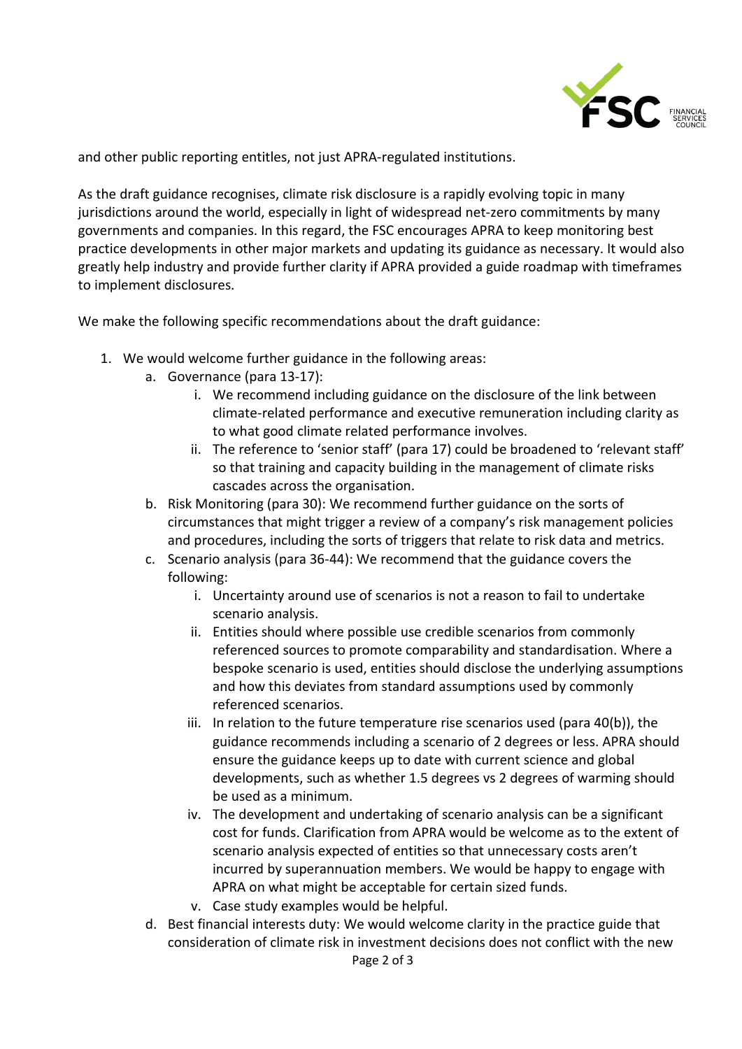and other public reporting entitles, not just APRA-regulated institutions.

As the draft guidance recognises, climate risk disclosure is a rapidly evolving topic in many jurisdictions around the world, especially in light of widespread net-zero commitments by many governments and companies. In this regard, the FSC encourages APRA to keep monitoring best practice developments in other major markets and updating its guidance as necessary. It would also greatly help industry and provide further clarity if APRA provided a guide roadmap with timeframes to implement disclosures.

We make the following specific recommendations about the draft guidance:

1. We would welcome further guidance in the following areas:
    a. Governance (para 13-17):
        i. We recommend including guidance on the disclosure of the link between climate-related performance and executive remuneration including clarity as to what good climate related performance involves.
        ii. The reference to 'senior staff' (para 17) could be broadened to 'relevant staff' so that training and capacity building in the management of climate risks cascades across the organisation.
    b. Risk Monitoring (para 30): We recommend further guidance on the sorts of circumstances that might trigger a review of a company's risk management policies and procedures, including the sorts of triggers that relate to risk data and metrics.
    c. Scenario analysis (para 36-44): We recommend that the guidance covers the following:
        i. Uncertainty around use of scenarios is not a reason to fail to undertake scenario analysis.
        ii. Entities should where possible use credible scenarios from commonly referenced sources to promote comparability and standardisation. Where a bespoke scenario is used, entities should disclose the underlying assumptions and how this deviates from standard assumptions used by commonly referenced scenarios.
        iii. In relation to the future temperature rise scenarios used (para 40(b)), the guidance recommends including a scenario of 2 degrees or less. APRA should ensure the guidance keeps up to date with current science and global developments, such as whether 1.5 degrees vs 2 degrees of warming should be used as a minimum.
        iv. The development and undertaking of scenario analysis can be a significant cost for funds. Clarification from APRA would be welcome as to the extent of scenario analysis expected of entities so that unnecessary costs aren't incurred by superannuation members. We would be happy to engage with APRA on what might be acceptable for certain sized funds.
        v. Case study examples would be helpful.
    d. Best financial interests duty: We would welcome clarity in the practice guide that consideration of climate risk in investment decisions does not conflict with the new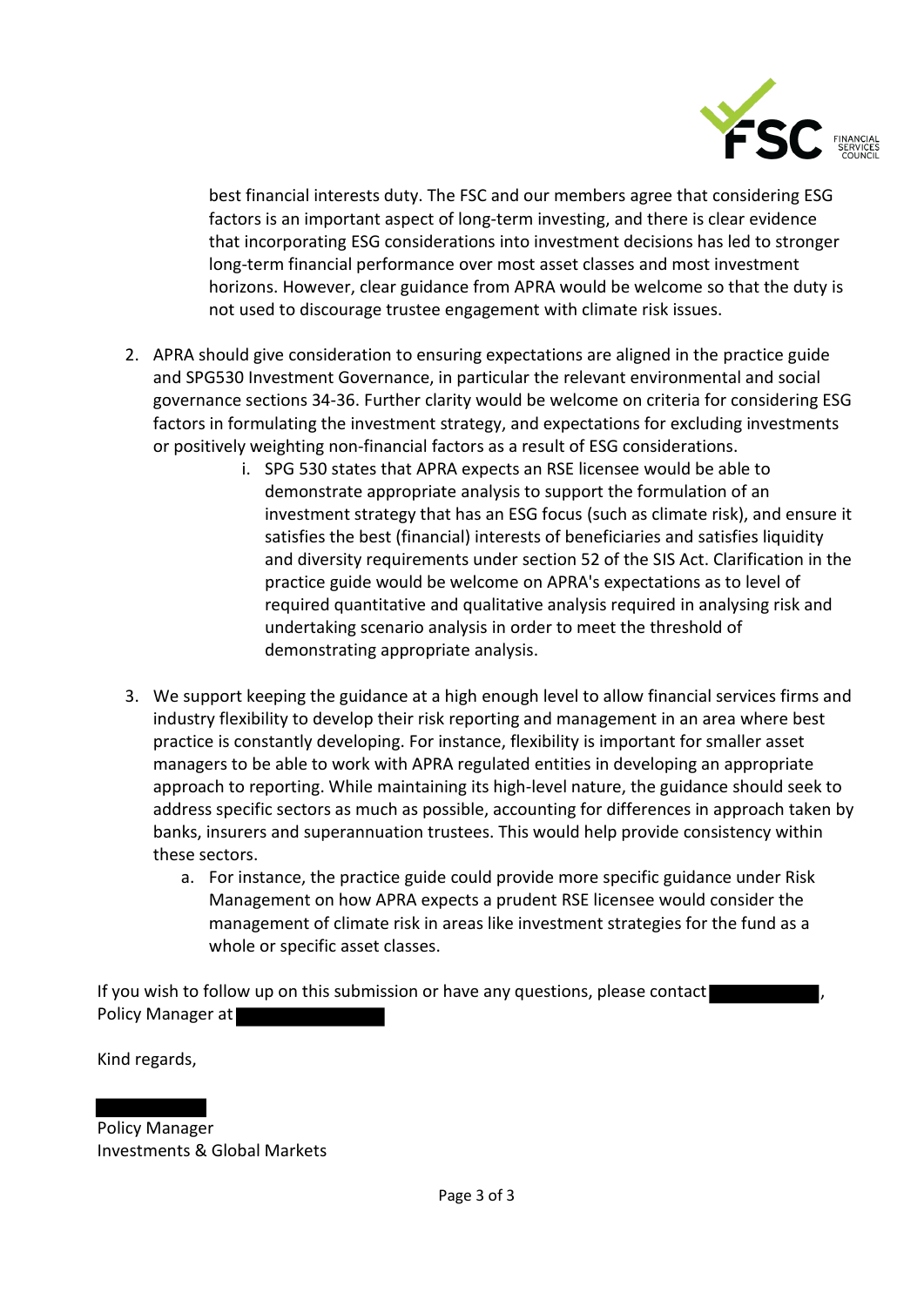best financial interests duty. The FSC and our members agree that considering ESG factors is an important aspect of long-term investing, and there is clear evidence that incorporating ESG considerations into investment decisions has led to stronger long-term financial performance over most asset classes and most investment horizons. However, clear guidance from APRA would be welcome so that the duty is not used to discourage trustee engagement with climate risk issues.

2. APRA should give consideration to ensuring expectations are aligned in the practice guide and SPG530 Investment Governance, in particular the relevant environmental and social governance sections 34-36. Further clarity would be welcome on criteria for considering ESG factors in formulating the investment strategy, and expectations for excluding investments or positively weighting non-financial factors as a result of ESG considerations.
    i. SPG 530 states that APRA expects an RSE licensee would be able to demonstrate appropriate analysis to support the formulation of an investment strategy that has an ESG focus (such as climate risk), and ensure it satisfies the best (financial) interests of beneficiaries and satisfies liquidity and diversity requirements under section 52 of the SIS Act. Clarification in the practice guide would be welcome on APRA's expectations as to level of required quantitative and qualitative analysis required in analysing risk and undertaking scenario analysis in order to meet the threshold of demonstrating appropriate analysis.

3. We support keeping the guidance at a high enough level to allow financial services firms and industry flexibility to develop their risk reporting and management in an area where best practice is constantly developing. For instance, flexibility is important for smaller asset managers to be able to work with APRA regulated entities in developing an appropriate approach to reporting. While maintaining its high-level nature, the guidance should seek to address specific sectors as much as possible, accounting for differences in approach taken by banks, insurers and superannuation trustees. This would help provide consistency within these sectors.
    a. For instance, the practice guide could provide more specific guidance under Risk Management on how APRA expects a prudent RSE licensee would consider the management of climate risk in areas like investment strategies for the fund as a whole or specific asset classes.

If you wish to follow up on this submission or have any questions, please contact [REDACTED], Policy Manager at [REDACTED]

Kind regards,

[REDACTED]
Policy Manager
Investments & Global Markets